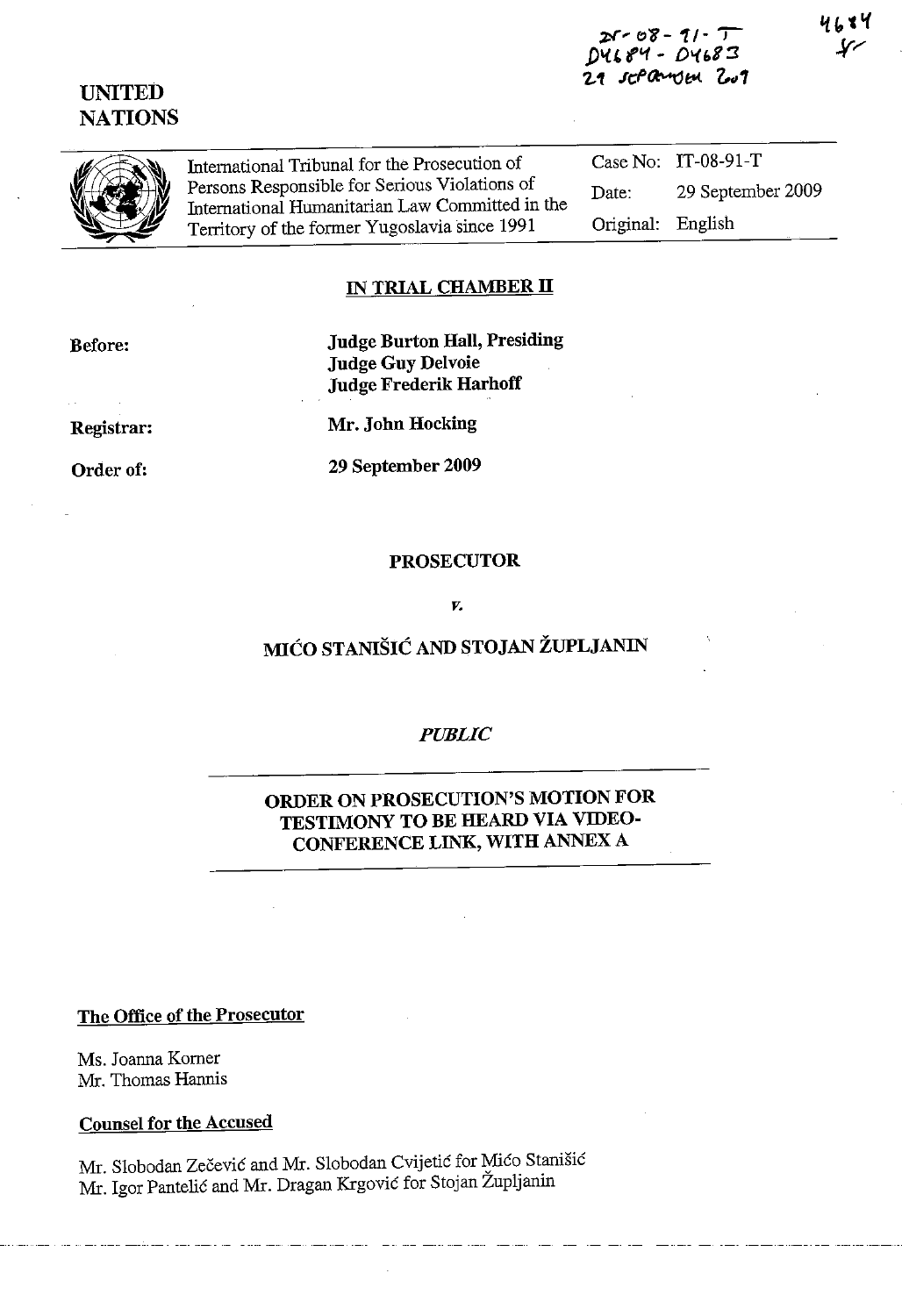IT-08-91-T
D4684 - D4683
29 September 2009

4684

**UNITED NATIONS**

International Tribunal for the Prosecution of Persons Responsible for Serious Violations of International Humanitarian Law Committed in the Territory of the former Yugoslavia since 1991

| | |
|---|---|
| Case No: | IT-08-91-T |
| Date: | 29 September 2009 |
| Original: | English |

## IN TRIAL CHAMBER II

| | |
|---|---|
| **Before:** | **Judge Burton Hall, Presiding** |
| | **Judge Guy Delvoie** |
| | **Judge Frederik Harhoff** |
| **Registrar:** | **Mr. John Hocking** |
| **Order of:** | **29 September 2009** |

**PROSECUTOR**

***v.***

**MIĆO STANIŠIĆ AND STOJAN ŽUPLJANIN**

***PUBLIC***

**ORDER ON PROSECUTION'S MOTION FOR TESTIMONY TO BE HEARD VIA VIDEO-CONFERENCE LINK, WITH ANNEX A**

**The Office of the Prosecutor**

Ms. Joanna Korner
Mr. Thomas Hannis

**Counsel for the Accused**

Mr. Slobodan Zečević and Mr. Slobodan Cvijetić for Mićo Stanišić
Mr. Igor Pantelić and Mr. Dragan Krgović for Stojan Župljanin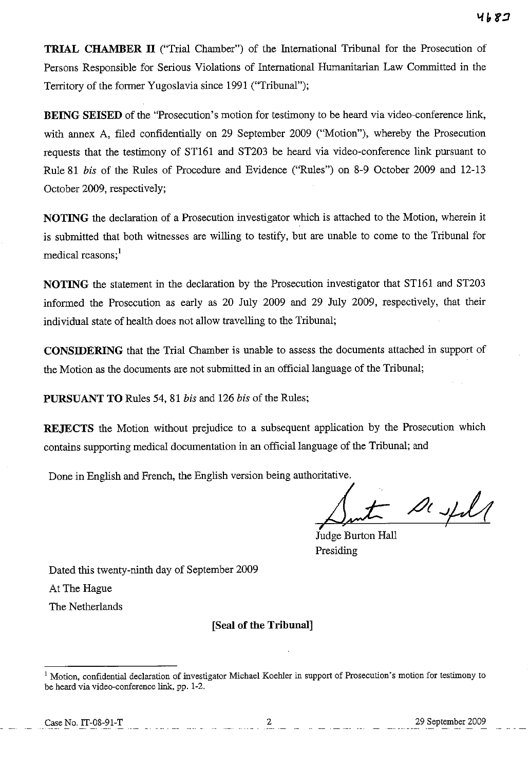**TRIAL CHAMBER II** ("Trial Chamber") of the International Tribunal for the Prosecution of Persons Responsible for Serious Violations of International Humanitarian Law Committed in the Territory of the former Yugoslavia since 1991 ("Tribunal");

**BEING SEISED** of the "Prosecution's motion for testimony to be heard via video-conference link, with annex A, filed confidentially on 29 September 2009 ("Motion"), whereby the Prosecution requests that the testimony of ST161 and ST203 be heard via video-conference link pursuant to Rule 81 *bis* of the Rules of Procedure and Evidence ("Rules") on 8-9 October 2009 and 12-13 October 2009, respectively;

**NOTING** the declaration of a Prosecution investigator which is attached to the Motion, wherein it is submitted that both witnesses are willing to testify, but are unable to come to the Tribunal for medical reasons;[1]

**NOTING** the statement in the declaration by the Prosecution investigator that ST161 and ST203 informed the Prosecution as early as 20 July 2009 and 29 July 2009, respectively, that their individual state of health does not allow travelling to the Tribunal;

**CONSIDERING** that the Trial Chamber is unable to assess the documents attached in support of the Motion as the documents are not submitted in an official language of the Tribunal;

**PURSUANT TO** Rules 54, 81 *bis* and 126 *bis* of the Rules;

**REJECTS** the Motion without prejudice to a subsequent application by the Prosecution which contains supporting medical documentation in an official language of the Tribunal; and

Done in English and French, the English version being authoritative.

Judge Burton Hall
Presiding

Dated this twenty-ninth day of September 2009
At The Hague
The Netherlands

**[Seal of the Tribunal]**

[1] Motion, confidential declaration of investigator Michael Koehler in support of Prosecution's motion for testimony to be heard via video-conference link, pp. 1-2.